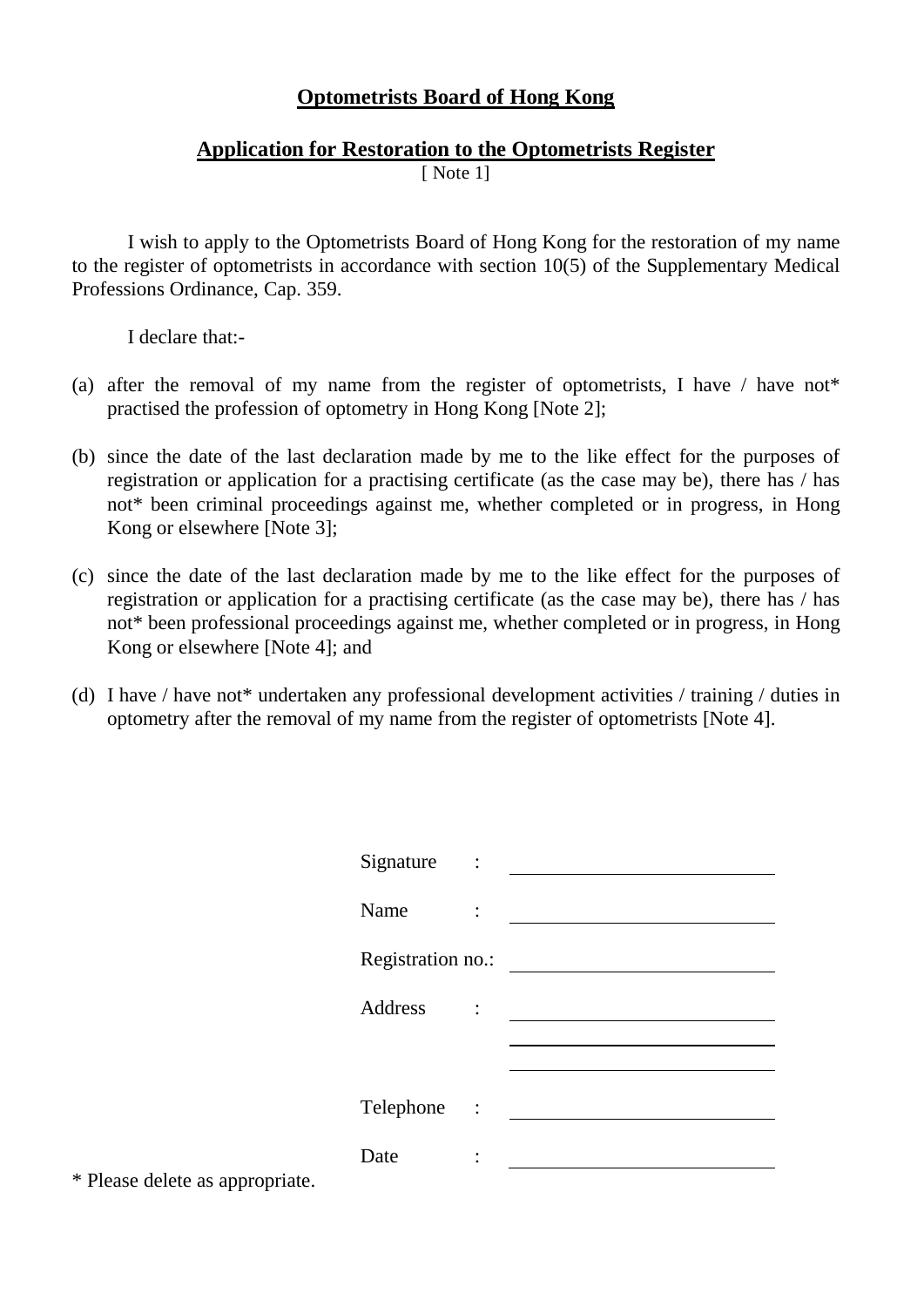**Optometrists Board of Hong Kong**

**Application for Restoration to the Optometrists Register**
[ Note 1]

I wish to apply to the Optometrists Board of Hong Kong for the restoration of my name to the register of optometrists in accordance with section 10(5) of the Supplementary Medical Professions Ordinance, Cap. 359.

I declare that:-

(a) after the removal of my name from the register of optometrists, I have / have not* practised the profession of optometry in Hong Kong [Note 2];

(b) since the date of the last declaration made by me to the like effect for the purposes of registration or application for a practising certificate (as the case may be), there has / has not* been criminal proceedings against me, whether completed or in progress, in Hong Kong or elsewhere [Note 3];

(c) since the date of the last declaration made by me to the like effect for the purposes of registration or application for a practising certificate (as the case may be), there has / has not* been professional proceedings against me, whether completed or in progress, in Hong Kong or elsewhere [Note 4]; and

(d) I have / have not* undertaken any professional development activities / training / duties in optometry after the removal of my name from the register of optometrists [Note 4].

Signature : ____________________

Name : ____________________

Registration no.: ____________________

Address : ____________________

____________________

____________________

Telephone : ____________________

Date : ____________________

\* Please delete as appropriate.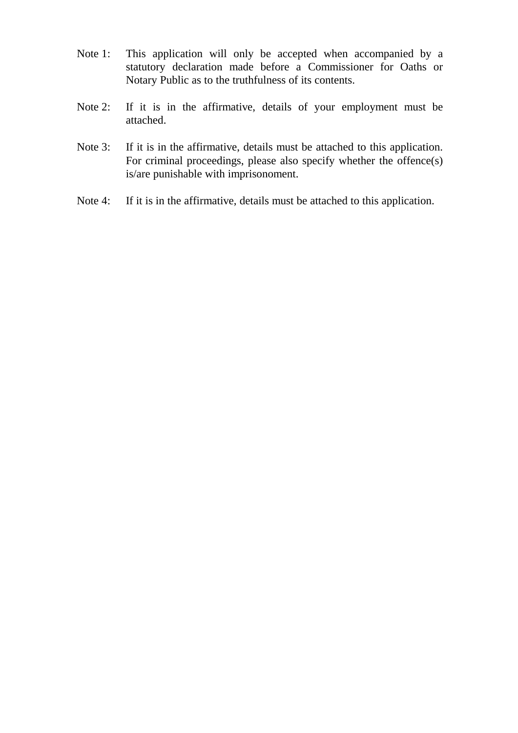Note 1: This application will only be accepted when accompanied by a statutory declaration made before a Commissioner for Oaths or Notary Public as to the truthfulness of its contents.

Note 2: If it is in the affirmative, details of your employment must be attached.

Note 3: If it is in the affirmative, details must be attached to this application. For criminal proceedings, please also specify whether the offence(s) is/are punishable with imprisonoment.

Note 4: If it is in the affirmative, details must be attached to this application.